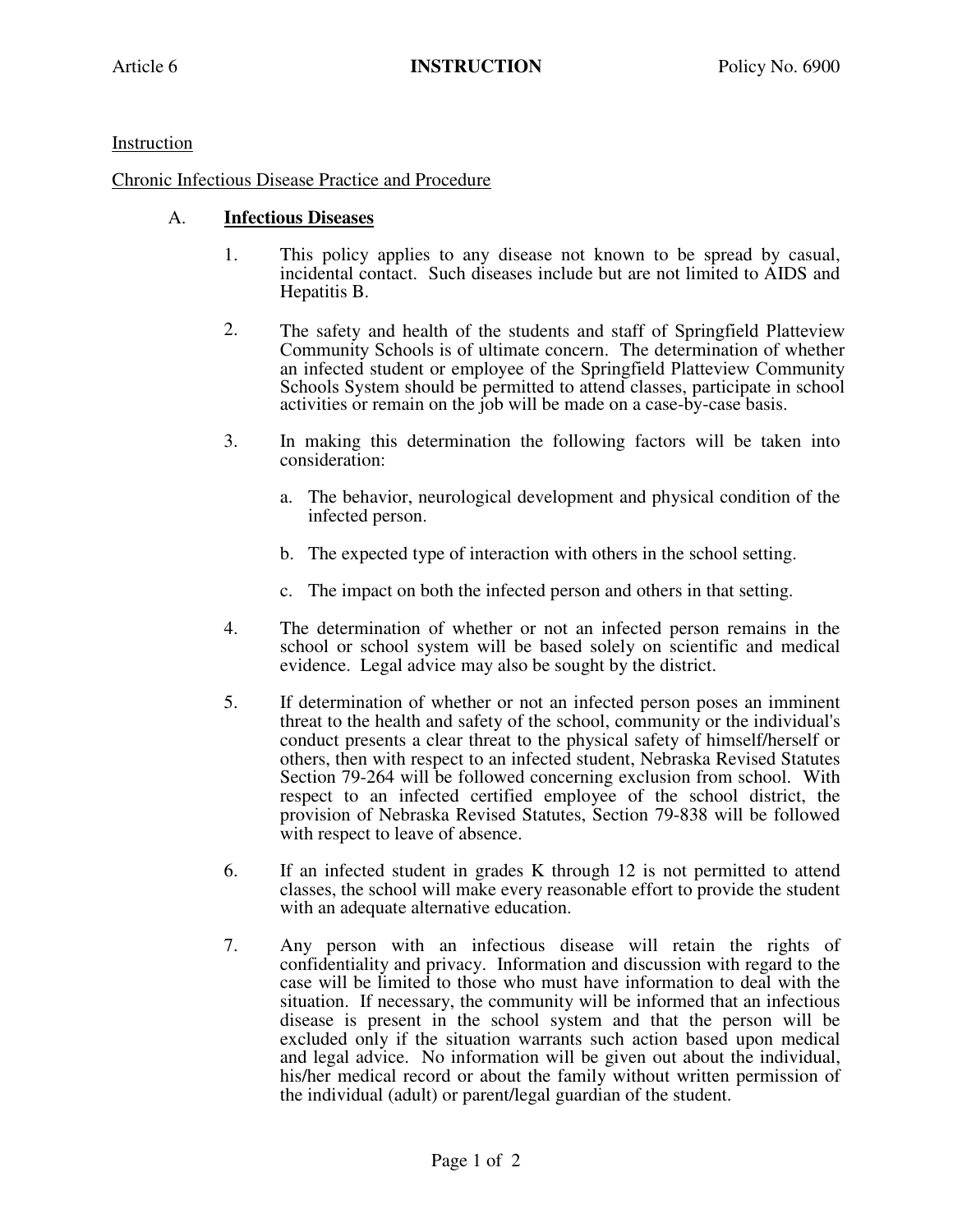Instruction

Chronic Infectious Disease Practice and Procedure

A. **Infectious Diseases**

1. This policy applies to any disease not known to be spread by casual, incidental contact. Such diseases include but are not limited to AIDS and Hepatitis B.

2. The safety and health of the students and staff of Springfield Platteview Community Schools is of ultimate concern. The determination of whether an infected student or employee of the Springfield Platteview Community Schools System should be permitted to attend classes, participate in school activities or remain on the job will be made on a case-by-case basis.

3. In making this determination the following factors will be taken into consideration:

   a. The behavior, neurological development and physical condition of the infected person.

   b. The expected type of interaction with others in the school setting.

   c. The impact on both the infected person and others in that setting.

4. The determination of whether or not an infected person remains in the school or school system will be based solely on scientific and medical evidence. Legal advice may also be sought by the district.

5. If determination of whether or not an infected person poses an imminent threat to the health and safety of the school, community or the individual's conduct presents a clear threat to the physical safety of himself/herself or others, then with respect to an infected student, Nebraska Revised Statutes Section 79-264 will be followed concerning exclusion from school. With respect to an infected certified employee of the school district, the provision of Nebraska Revised Statutes, Section 79-838 will be followed with respect to leave of absence.

6. If an infected student in grades K through 12 is not permitted to attend classes, the school will make every reasonable effort to provide the student with an adequate alternative education.

7. Any person with an infectious disease will retain the rights of confidentiality and privacy. Information and discussion with regard to the case will be limited to those who must have information to deal with the situation. If necessary, the community will be informed that an infectious disease is present in the school system and that the person will be excluded only if the situation warrants such action based upon medical and legal advice. No information will be given out about the individual, his/her medical record or about the family without written permission of the individual (adult) or parent/legal guardian of the student.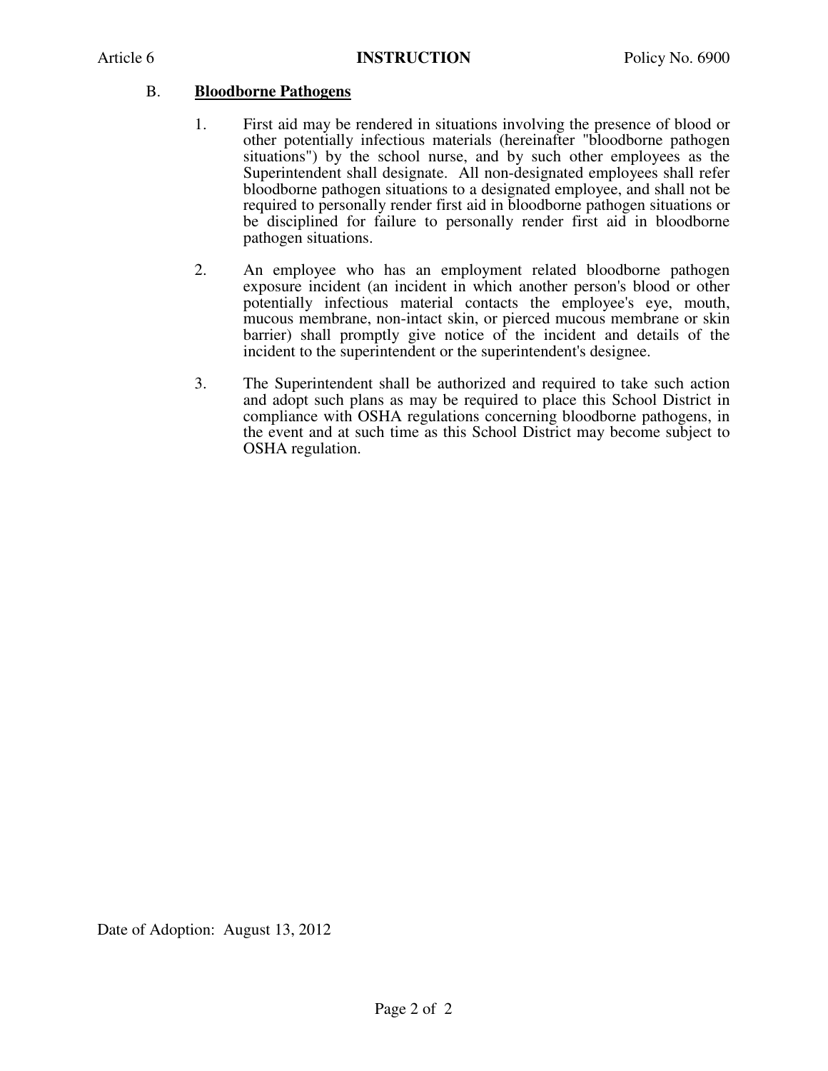## B. **Bloodborne Pathogens**

1. First aid may be rendered in situations involving the presence of blood or other potentially infectious materials (hereinafter "bloodborne pathogen situations") by the school nurse, and by such other employees as the Superintendent shall designate. All non-designated employees shall refer bloodborne pathogen situations to a designated employee, and shall not be required to personally render first aid in bloodborne pathogen situations or be disciplined for failure to personally render first aid in bloodborne pathogen situations.

2. An employee who has an employment related bloodborne pathogen exposure incident (an incident in which another person's blood or other potentially infectious material contacts the employee's eye, mouth, mucous membrane, non-intact skin, or pierced mucous membrane or skin barrier) shall promptly give notice of the incident and details of the incident to the superintendent or the superintendent's designee.

3. The Superintendent shall be authorized and required to take such action and adopt such plans as may be required to place this School District in compliance with OSHA regulations concerning bloodborne pathogens, in the event and at such time as this School District may become subject to OSHA regulation.

Date of Adoption: August 13, 2012